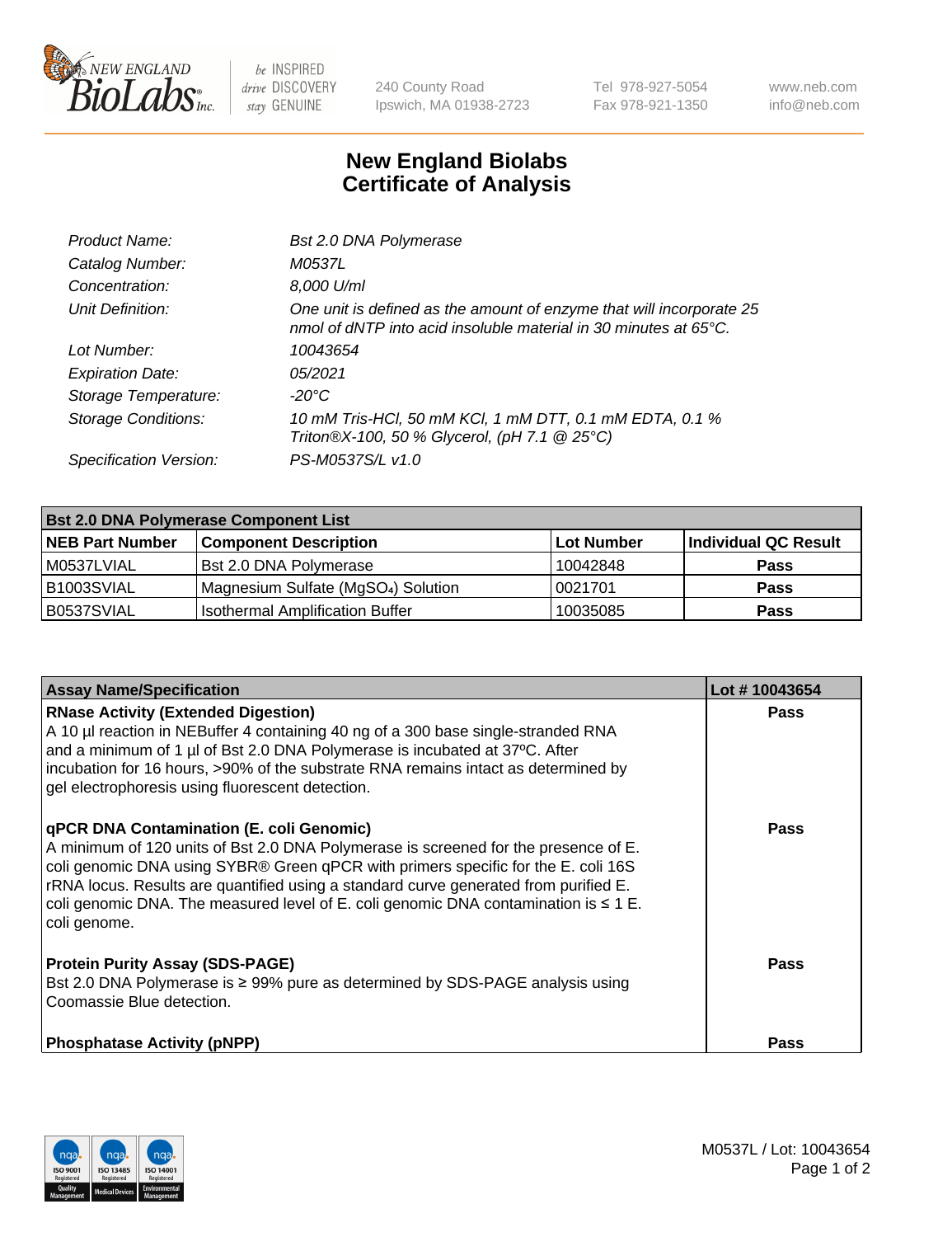New England BioLabs Inc. — be INSPIRED drive DISCOVERY stay GENUINE

240 County Road
Ipswich, MA 01938-2723

Tel 978-927-5054
Fax 978-921-1350

www.neb.com
info@neb.com

# New England Biolabs Certificate of Analysis

| | |
|---|---|
| *Product Name:* | *Bst 2.0 DNA Polymerase* |
| *Catalog Number:* | *M0537L* |
| *Concentration:* | *8,000 U/ml* |
| *Unit Definition:* | *One unit is defined as the amount of enzyme that will incorporate 25 nmol of dNTP into acid insoluble material in 30 minutes at 65°C.* |
| *Lot Number:* | *10043654* |
| *Expiration Date:* | *05/2021* |
| *Storage Temperature:* | *-20°C* |
| *Storage Conditions:* | *10 mM Tris-HCl, 50 mM KCl, 1 mM DTT, 0.1 mM EDTA, 0.1 % Triton®X-100, 50 % Glycerol, (pH 7.1 @ 25°C)* |
| *Specification Version:* | *PS-M0537S/L v1.0* |

| **Bst 2.0 DNA Polymerase Component List** | | | |
|---|---|---|---|
| **NEB Part Number** | **Component Description** | **Lot Number** | **Individual QC Result** |
| M0537LVIAL | Bst 2.0 DNA Polymerase | 10042848 | **Pass** |
| B1003SVIAL | Magnesium Sulfate ($MgSO_4$) Solution | 0021701 | **Pass** |
| B0537SVIAL | Isothermal Amplification Buffer | 10035085 | **Pass** |

| **Assay Name/Specification** | **Lot # 10043654** |
|---|---|
| **RNase Activity (Extended Digestion)**<br>A 10 µl reaction in NEBuffer 4 containing 40 ng of a 300 base single-stranded RNA and a minimum of 1 µl of Bst 2.0 DNA Polymerase is incubated at 37ºC. After incubation for 16 hours, >90% of the substrate RNA remains intact as determined by gel electrophoresis using fluorescent detection. | **Pass** |
| **qPCR DNA Contamination (E. coli Genomic)**<br>A minimum of 120 units of Bst 2.0 DNA Polymerase is screened for the presence of E. coli genomic DNA using SYBR® Green qPCR with primers specific for the E. coli 16S rRNA locus. Results are quantified using a standard curve generated from purified E. coli genomic DNA. The measured level of E. coli genomic DNA contamination is ≤ 1 E. coli genome. | **Pass** |
| **Protein Purity Assay (SDS-PAGE)**<br>Bst 2.0 DNA Polymerase is ≥ 99% pure as determined by SDS-PAGE analysis using Coomassie Blue detection. | **Pass** |
| **Phosphatase Activity (pNPP)** | **Pass** |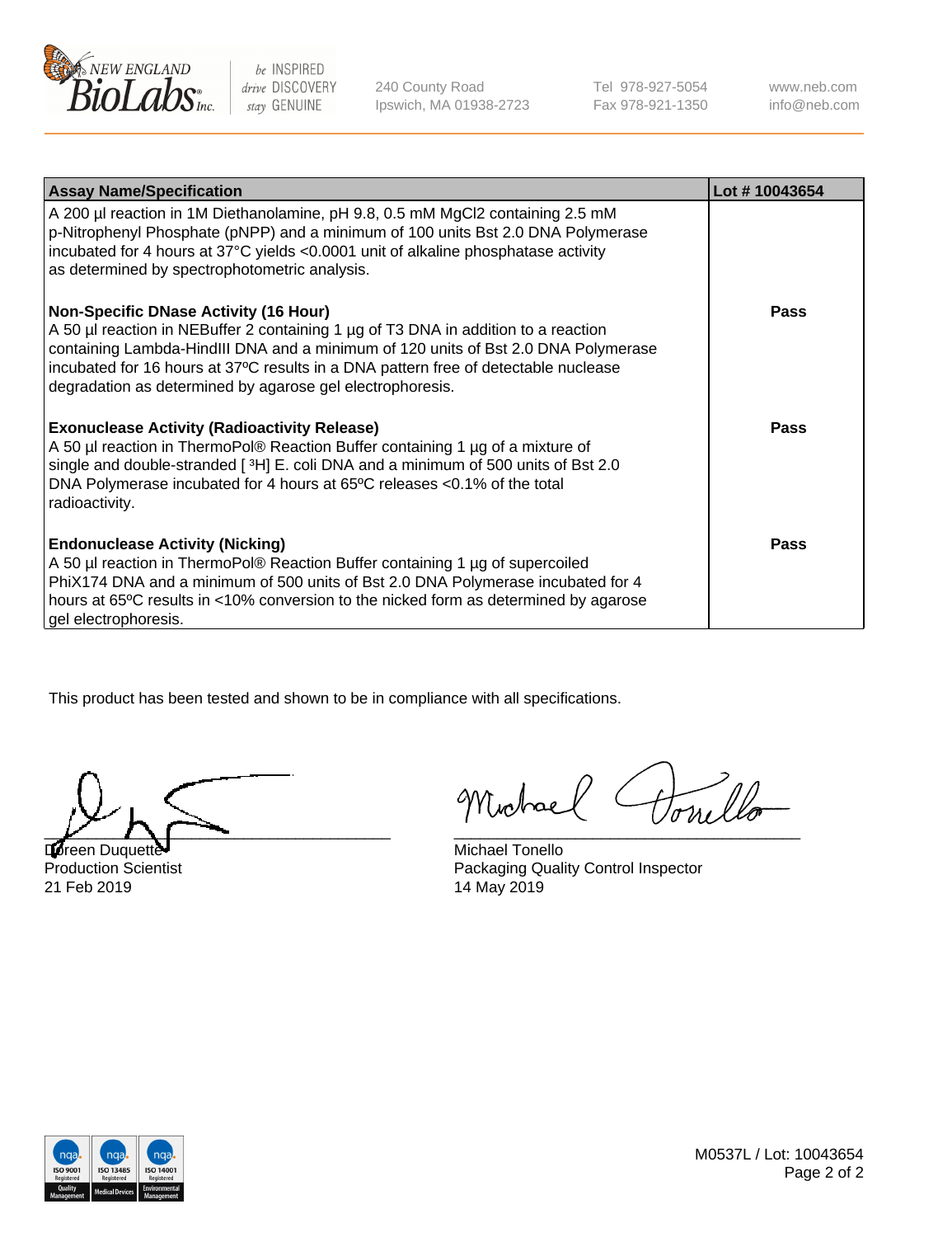| Assay Name/Specification | Lot # 10043654 |
|---|---|
| A 200 µl reaction in 1M Diethanolamine, pH 9.8, 0.5 mM $MgCl_2$ containing 2.5 mM p-Nitrophenyl Phosphate (pNPP) and a minimum of 100 units Bst 2.0 DNA Polymerase incubated for 4 hours at 37°C yields <0.0001 unit of alkaline phosphatase activity as determined by spectrophotometric analysis. | |
| **Non-Specific DNase Activity (16 Hour)**<br>A 50 µl reaction in NEBuffer 2 containing 1 µg of T3 DNA in addition to a reaction containing Lambda-HindIII DNA and a minimum of 120 units of Bst 2.0 DNA Polymerase incubated for 16 hours at 37ºC results in a DNA pattern free of detectable nuclease degradation as determined by agarose gel electrophoresis. | **Pass** |
| **Exonuclease Activity (Radioactivity Release)**<br>A 50 µl reaction in ThermoPol® Reaction Buffer containing 1 µg of a mixture of single and double-stranded [ $^3$H] E. coli DNA and a minimum of 500 units of Bst 2.0 DNA Polymerase incubated for 4 hours at 65ºC releases <0.1% of the total radioactivity. | **Pass** |
| **Endonuclease Activity (Nicking)**<br>A 50 µl reaction in ThermoPol® Reaction Buffer containing 1 µg of supercoiled PhiX174 DNA and a minimum of 500 units of Bst 2.0 DNA Polymerase incubated for 4 hours at 65ºC results in <10% conversion to the nicked form as determined by agarose gel electrophoresis. | **Pass** |

This product has been tested and shown to be in compliance with all specifications.

Doreen Duquette
Production Scientist
21 Feb 2019

Michael Tonello
Packaging Quality Control Inspector
14 May 2019

M0537L / Lot: 10043654